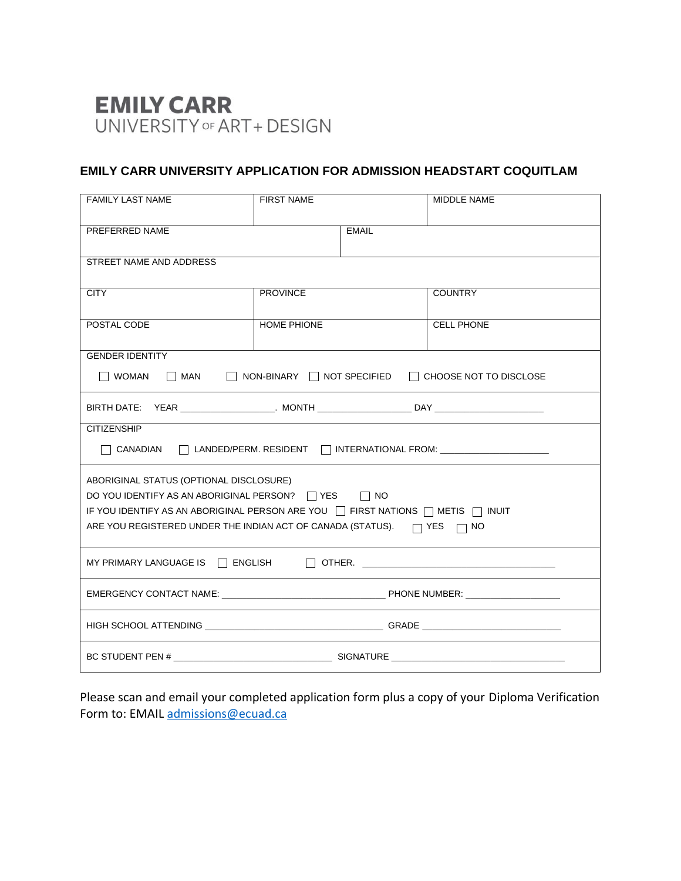**EMILY CARR**
UNIVERSITY OF ART + DESIGN

## EMILY CARR UNIVERSITY APPLICATION FOR ADMISSION HEADSTART COQUITLAM

| FAMILY LAST NAME | FIRST NAME | MIDDLE NAME |
|---|---|---|
| | | |

| PREFERRED NAME | EMAIL |
|---|---|
| | |

| STREET NAME AND ADDRESS |
|---|
| |

| CITY | PROVINCE | COUNTRY |
|---|---|---|
| | | |

| POSTAL CODE | HOME PHIONE | CELL PHONE |
|---|---|---|
| | | |

GENDER IDENTITY

☐ WOMAN ☐ MAN ☐ NON-BINARY ☐ NOT SPECIFIED ☐ CHOOSE NOT TO DISCLOSE

BIRTH DATE: YEAR __________________. MONTH __________________ DAY ____________________

CITIZENSHIP

☐ CANADIAN ☐ LANDED/PERM. RESIDENT ☐ INTERNATIONAL FROM: ____________________

ABORIGINAL STATUS (OPTIONAL DISCLOSURE)
DO YOU IDENTIFY AS AN ABORIGINAL PERSON? ☐ YES ☐ NO
IF YOU IDENTIFY AS AN ABORIGINAL PERSON ARE YOU ☐ FIRST NATIONS ☐ METIS ☐ INUIT
ARE YOU REGISTERED UNDER THE INDIAN ACT OF CANADA (STATUS). ☐ YES ☐ NO

MY PRIMARY LANGUAGE IS ☐ ENGLISH ☐ OTHER. ____________________________________

EMERGENCY CONTACT NAME: ______________________________ PHONE NUMBER: __________________

HIGH SCHOOL ATTENDING ________________________________ GRADE __________________________

BC STUDENT PEN # ______________________________ SIGNATURE _________________________________

Please scan and email your completed application form plus a copy of your Diploma Verification Form to: EMAIL admissions@ecuad.ca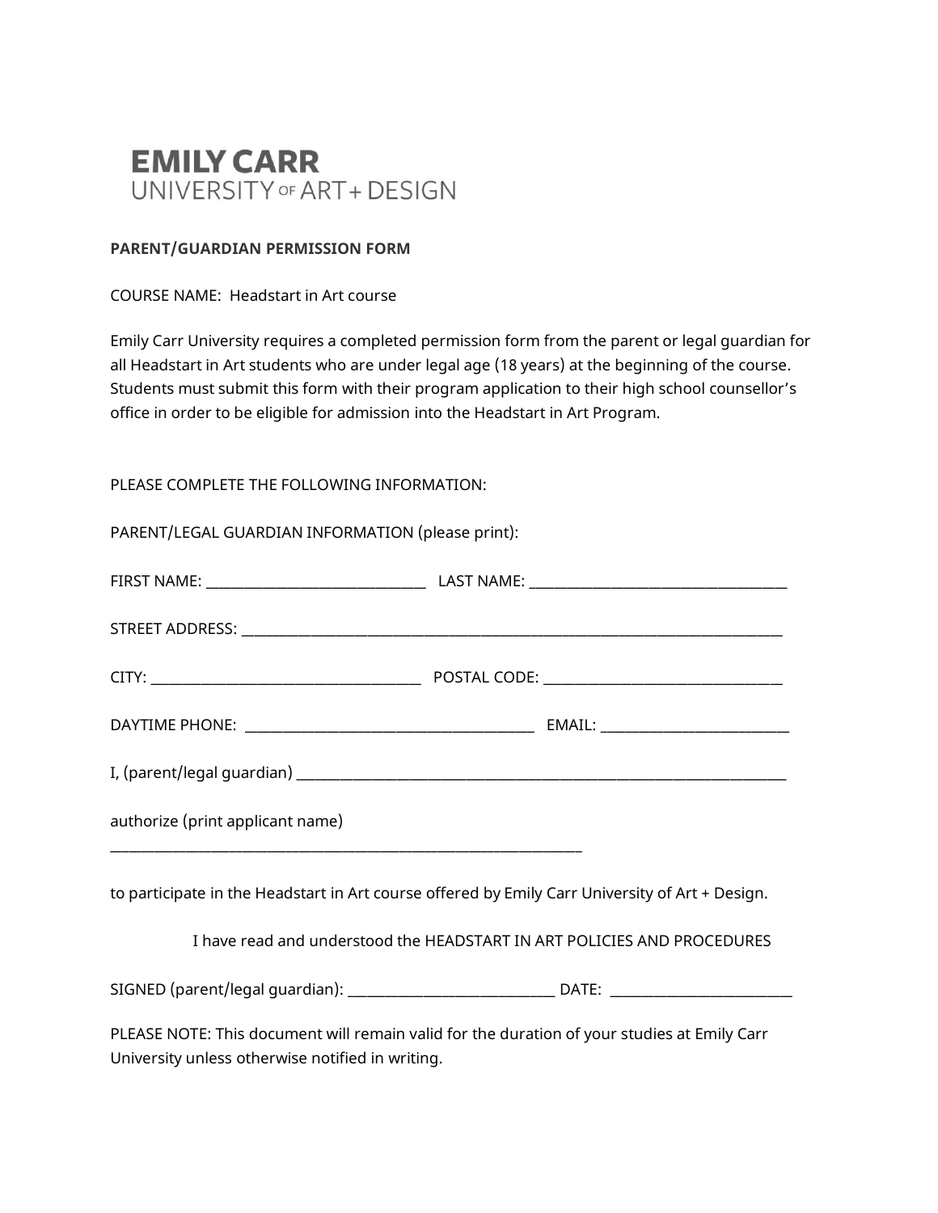EMILY CARR
UNIVERSITY OF ART + DESIGN

**PARENT/GUARDIAN PERMISSION FORM**

COURSE NAME: Headstart in Art course

Emily Carr University requires a completed permission form from the parent or legal guardian for all Headstart in Art students who are under legal age (18 years) at the beginning of the course. Students must submit this form with their program application to their high school counsellor's office in order to be eligible for admission into the Headstart in Art Program.

PLEASE COMPLETE THE FOLLOWING INFORMATION:

PARENT/LEGAL GUARDIAN INFORMATION (please print):

FIRST NAME: ______________________________ LAST NAME: ____________________________________

STREET ADDRESS: ____________________________________________________________________________

CITY: ______________________________________ POSTAL CODE: _________________________________

DAYTIME PHONE: ________________________________________ EMAIL: __________________________

I, (parent/legal guardian) ______________________________________________________________________

authorize (print applicant name)
__________________________________________________________________

to participate in the Headstart in Art course offered by Emily Carr University of Art + Design.

I have read and understood the HEADSTART IN ART POLICIES AND PROCEDURES

SIGNED (parent/legal guardian): _____________________________ DATE: _________________________

PLEASE NOTE: This document will remain valid for the duration of your studies at Emily Carr University unless otherwise notified in writing.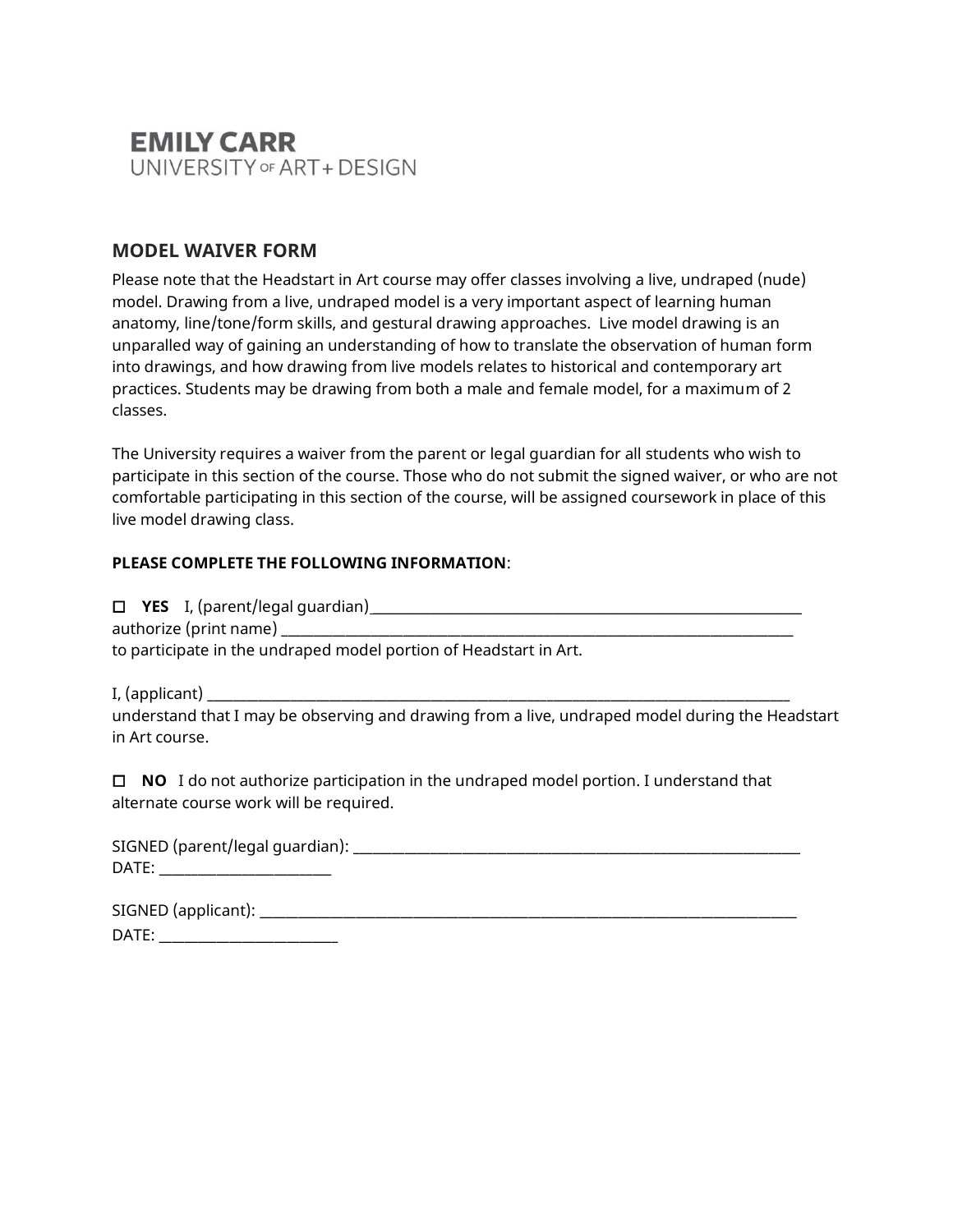EMILY CARR
UNIVERSITY OF ART + DESIGN

## MODEL WAIVER FORM

Please note that the Headstart in Art course may offer classes involving a live, undraped (nude) model. Drawing from a live, undraped model is a very important aspect of learning human anatomy, line/tone/form skills, and gestural drawing approaches. Live model drawing is an unparalled way of gaining an understanding of how to translate the observation of human form into drawings, and how drawing from live models relates to historical and contemporary art practices. Students may be drawing from both a male and female model, for a maximum of 2 classes.

The University requires a waiver from the parent or legal guardian for all students who wish to participate in this section of the course. Those who do not submit the signed waiver, or who are not comfortable participating in this section of the course, will be assigned coursework in place of this live model drawing class.

**PLEASE COMPLETE THE FOLLOWING INFORMATION**:

☐ **YES** I, (parent/legal guardian)_______________________________________________
authorize (print name) _______________________________________________
to participate in the undraped model portion of Headstart in Art.

I, (applicant) _______________________________________________
understand that I may be observing and drawing from a live, undraped model during the Headstart in Art course.

☐ **NO** I do not authorize participation in the undraped model portion. I understand that alternate course work will be required.

SIGNED (parent/legal guardian): _______________________________________________
DATE: ________________________

SIGNED (applicant): _______________________________________________
DATE: ________________________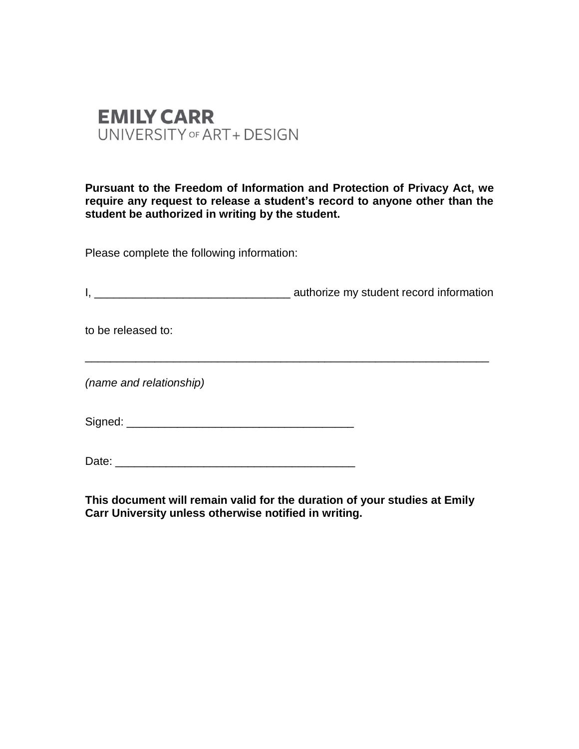**EMILY CARR**
UNIVERSITY OF ART + DESIGN

**Pursuant to the Freedom of Information and Protection of Privacy Act, we require any request to release a student's record to anyone other than the student be authorized in writing by the student.**

Please complete the following information:

I, _______________________________ authorize my student record information

to be released to:

_________________________________________________________________

*(name and relationship)*

Signed: ____________________________________

Date: ______________________________________

**This document will remain valid for the duration of your studies at Emily Carr University unless otherwise notified in writing.**